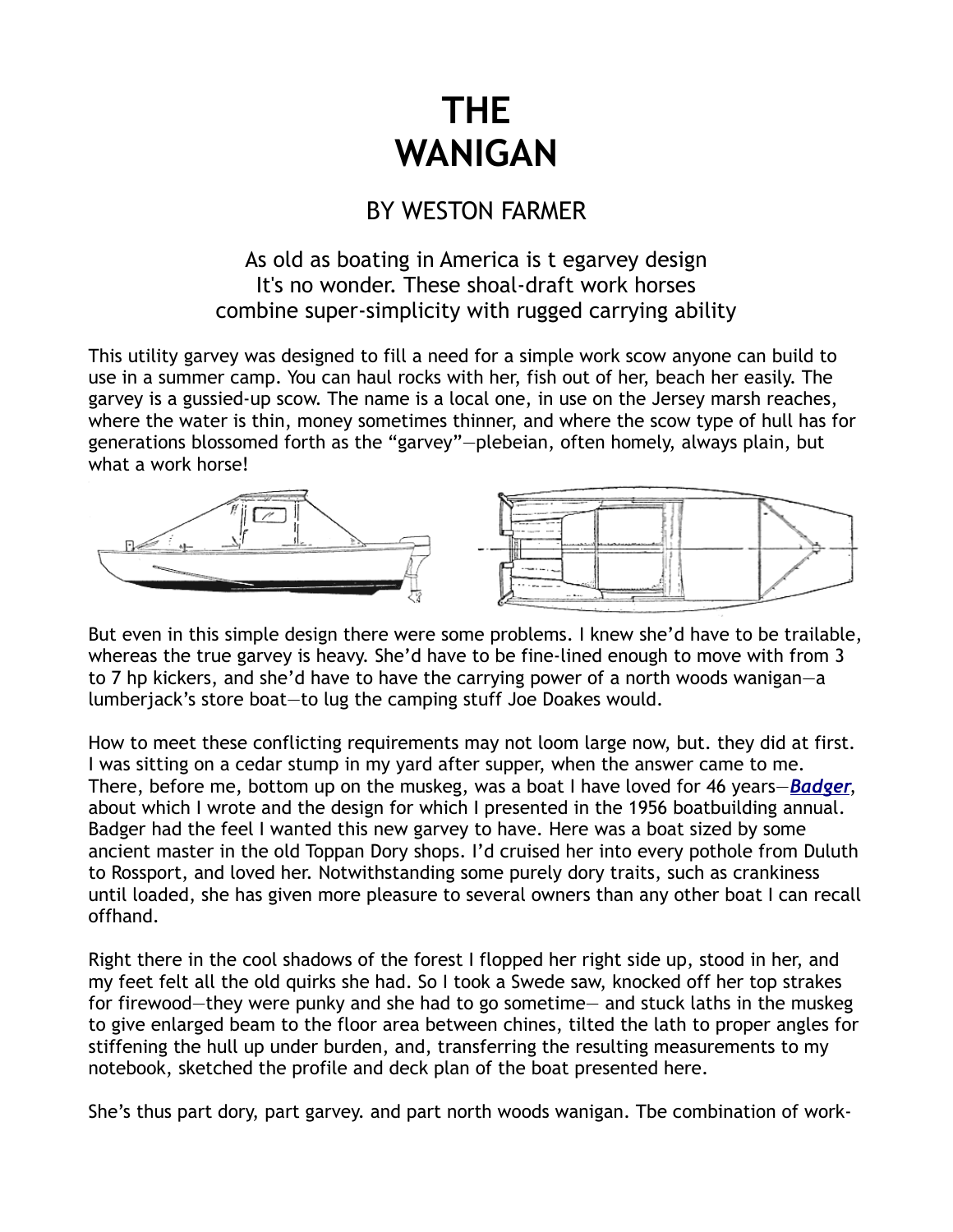# THE WANIGAN

## BY WESTON FARMER

As old as boating in America is t egarvey design
It's no wonder. These shoal-draft work horses
combine super-simplicity with rugged carrying ability

This utility garvey was designed to fill a need for a simple work scow anyone can build to use in a summer camp. You can haul rocks with her, fish out of her, beach her easily. The garvey is a gussied-up scow. The name is a local one, in use on the Jersey marsh reaches, where the water is thin, money sometimes thinner, and where the scow type of hull has for generations blossomed forth as the "garvey"—plebeian, often homely, always plain, but what a work horse!

But even in this simple design there were some problems. I knew she'd have to be trailable, whereas the true garvey is heavy. She'd have to be fine-lined enough to move with from 3 to 7 hp kickers, and she'd have to have the carrying power of a north woods wanigan—a lumberjack's store boat—to lug the camping stuff Joe Doakes would.

How to meet these conflicting requirements may not loom large now, but. they did at first. I was sitting on a cedar stump in my yard after supper, when the answer came to me. There, before me, bottom up on the muskeg, was a boat I have loved for 46 years—***Badger***, about which I wrote and the design for which I presented in the 1956 boatbuilding annual. Badger had the feel I wanted this new garvey to have. Here was a boat sized by some ancient master in the old Toppan Dory shops. I'd cruised her into every pothole from Duluth to Rossport, and loved her. Notwithstanding some purely dory traits, such as crankiness until loaded, she has given more pleasure to several owners than any other boat I can recall offhand.

Right there in the cool shadows of the forest I flopped her right side up, stood in her, and my feet felt all the old quirks she had. So I took a Swede saw, knocked off her top strakes for firewood—they were punky and she had to go sometime— and stuck laths in the muskeg to give enlarged beam to the floor area between chines, tilted the lath to proper angles for stiffening the hull up under burden, and, transferring the resulting measurements to my notebook, sketched the profile and deck plan of the boat presented here.

She's thus part dory, part garvey. and part north woods wanigan. Tbe combination of work-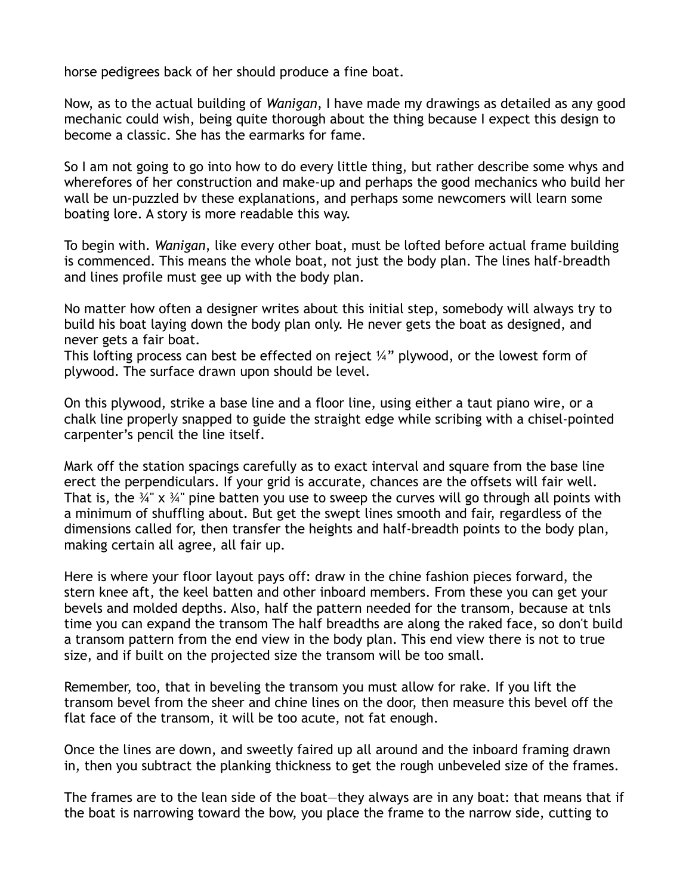horse pedigrees back of her should produce a fine boat.

Now, as to the actual building of *Wanigan*, I have made my drawings as detailed as any good mechanic could wish, being quite thorough about the thing because I expect this design to become a classic. She has the earmarks for fame.

So I am not going to go into how to do every little thing, but rather describe some whys and wherefores of her construction and make-up and perhaps the good mechanics who build her wall be un-puzzled bv these explanations, and perhaps some newcomers will learn some boating lore. A story is more readable this way.

To begin with. *Wanigan*, like every other boat, must be lofted before actual frame building is commenced. This means the whole boat, not just the body plan. The lines half-breadth and lines profile must gee up with the body plan.

No matter how often a designer writes about this initial step, somebody will always try to build his boat laying down the body plan only. He never gets the boat as designed, and never gets a fair boat.
This lofting process can best be effected on reject ¼" plywood, or the lowest form of plywood. The surface drawn upon should be level.

On this plywood, strike a base line and a floor line, using either a taut piano wire, or a chalk line properly snapped to guide the straight edge while scribing with a chisel-pointed carpenter's pencil the line itself.

Mark off the station spacings carefully as to exact interval and square from the base line erect the perpendiculars. If your grid is accurate, chances are the offsets will fair well. That is, the ¾" x ¾" pine batten you use to sweep the curves will go through all points with a minimum of shuffling about. But get the swept lines smooth and fair, regardless of the dimensions called for, then transfer the heights and half-breadth points to the body plan, making certain all agree, all fair up.

Here is where your floor layout pays off: draw in the chine fashion pieces forward, the stern knee aft, the keel batten and other inboard members. From these you can get your bevels and molded depths. Also, half the pattern needed for the transom, because at tnls time you can expand the transom The half breadths are along the raked face, so don't build a transom pattern from the end view in the body plan. This end view there is not to true size, and if built on the projected size the transom will be too small.

Remember, too, that in beveling the transom you must allow for rake. If you lift the transom bevel from the sheer and chine lines on the door, then measure this bevel off the flat face of the transom, it will be too acute, not fat enough.

Once the lines are down, and sweetly faired up all around and the inboard framing drawn in, then you subtract the planking thickness to get the rough unbeveled size of the frames.

The frames are to the lean side of the boat—they always are in any boat: that means that if the boat is narrowing toward the bow, you place the frame to the narrow side, cutting to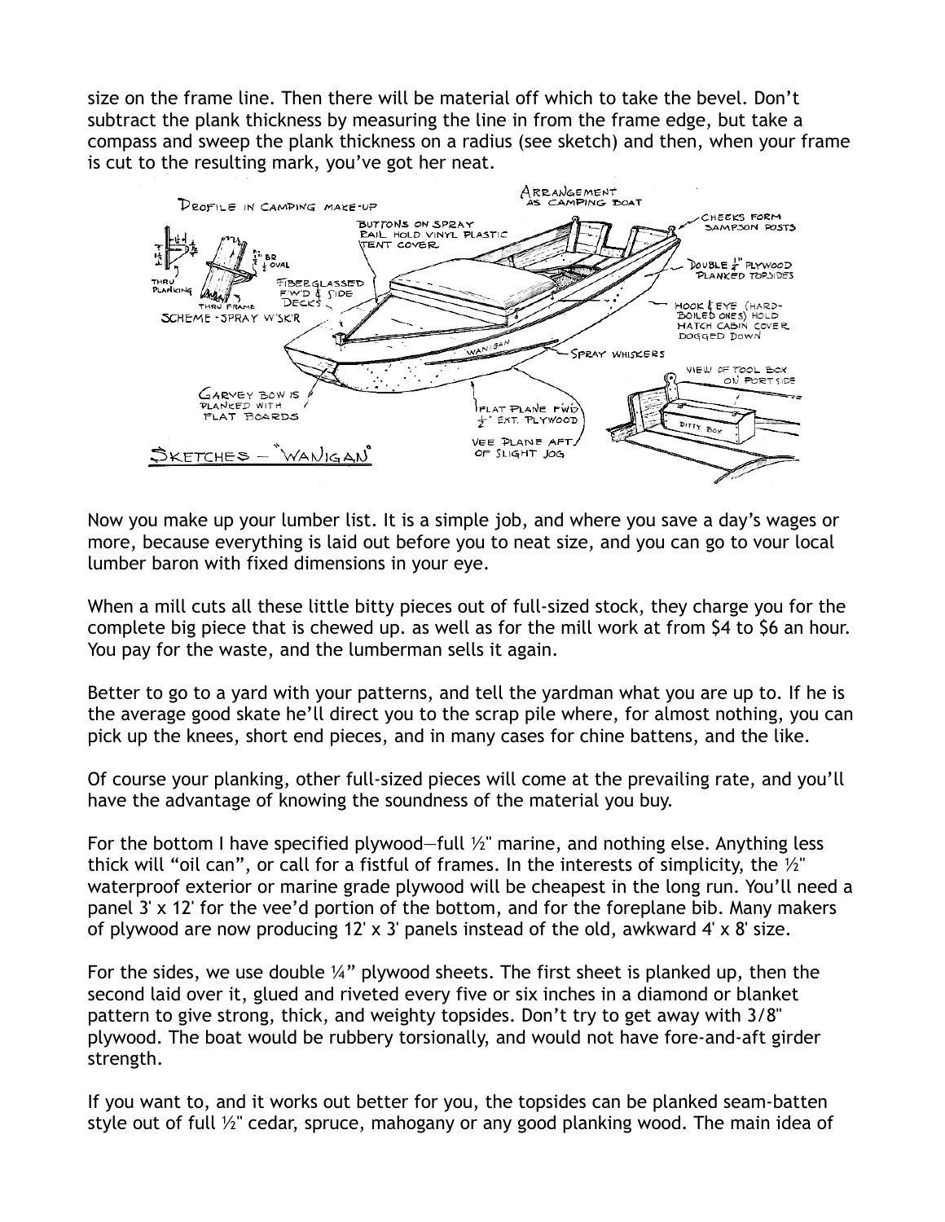size on the frame line. Then there will be material off which to take the bevel. Don't subtract the plank thickness by measuring the line in from the frame edge, but take a compass and sweep the plank thickness on a radius (see sketch) and then, when your frame is cut to the resulting mark, you've got her neat.

Now you make up your lumber list. It is a simple job, and where you save a day's wages or more, because everything is laid out before you to neat size, and you can go to your local lumber baron with fixed dimensions in your eye.

When a mill cuts all these little bitty pieces out of full-sized stock, they charge you for the complete big piece that is chewed up. as well as for the mill work at from $4 to $6 an hour. You pay for the waste, and the lumberman sells it again.

Better to go to a yard with your patterns, and tell the yardman what you are up to. If he is the average good skate he'll direct you to the scrap pile where, for almost nothing, you can pick up the knees, short end pieces, and in many cases for chine battens, and the like.

Of course your planking, other full-sized pieces will come at the prevailing rate, and you'll have the advantage of knowing the soundness of the material you buy.

For the bottom I have specified plywood—full ½" marine, and nothing else. Anything less thick will "oil can", or call for a fistful of frames. In the interests of simplicity, the ½" waterproof exterior or marine grade plywood will be cheapest in the long run. You'll need a panel 3' x 12' for the vee'd portion of the bottom, and for the foreplane bib. Many makers of plywood are now producing 12' x 3' panels instead of the old, awkward 4' x 8' size.

For the sides, we use double ¼" plywood sheets. The first sheet is planked up, then the second laid over it, glued and riveted every five or six inches in a diamond or blanket pattern to give strong, thick, and weighty topsides. Don't try to get away with 3/8" plywood. The boat would be rubbery torsionally, and would not have fore-and-aft girder strength.

If you want to, and it works out better for you, the topsides can be planked seam-batten style out of full ½" cedar, spruce, mahogany or any good planking wood. The main idea of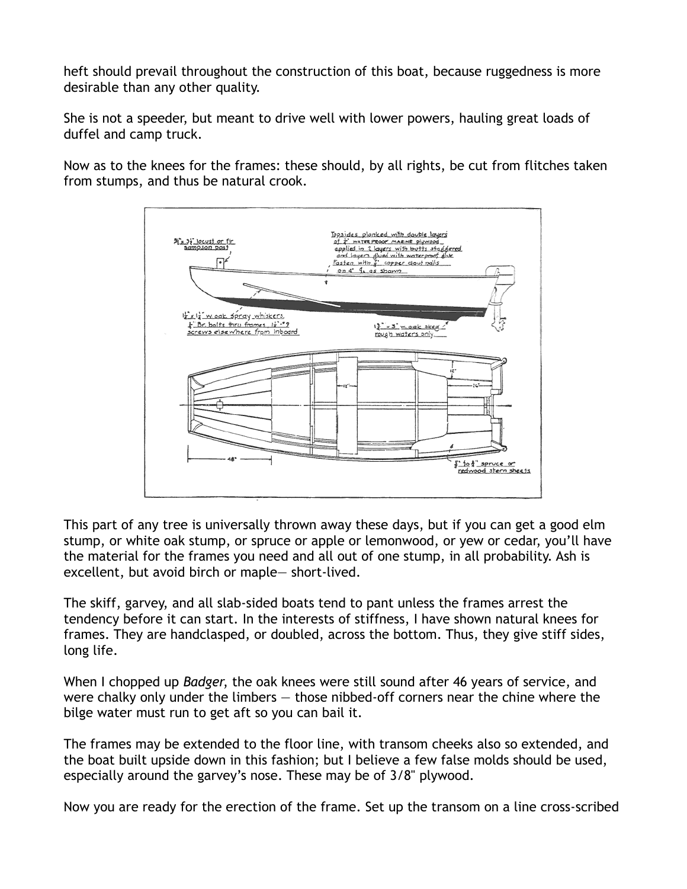heft should prevail throughout the construction of this boat, because ruggedness is more desirable than any other quality.

She is not a speeder, but meant to drive well with lower powers, hauling great loads of duffel and camp truck.

Now as to the knees for the frames: these should, by all rights, be cut from flitches taken from stumps, and thus be natural crook.

This part of any tree is universally thrown away these days, but if you can get a good elm stump, or white oak stump, or spruce or apple or lemonwood, or yew or cedar, you'll have the material for the frames you need and all out of one stump, in all probability. Ash is excellent, but avoid birch or maple— short-lived.

The skiff, garvey, and all slab-sided boats tend to pant unless the frames arrest the tendency before it can start. In the interests of stiffness, I have shown natural knees for frames. They are handclasped, or doubled, across the bottom. Thus, they give stiff sides, long life.

When I chopped up *Badger*, the oak knees were still sound after 46 years of service, and were chalky only under the limbers — those nibbed-off corners near the chine where the bilge water must run to get aft so you can bail it.

The frames may be extended to the floor line, with transom cheeks also so extended, and the boat built upside down in this fashion; but I believe a few false molds should be used, especially around the garvey's nose. These may be of 3/8" plywood.

Now you are ready for the erection of the frame. Set up the transom on a line cross-scribed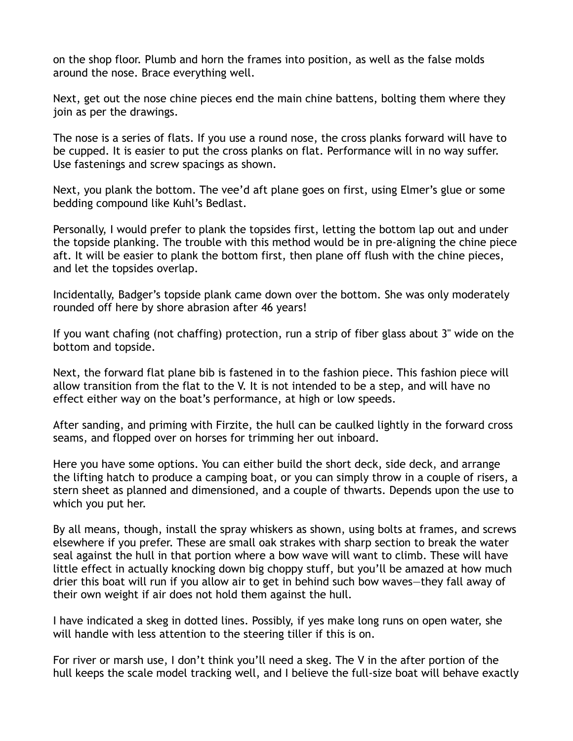on the shop floor. Plumb and horn the frames into position, as well as the false molds around the nose. Brace everything well.

Next, get out the nose chine pieces end the main chine battens, bolting them where they join as per the drawings.

The nose is a series of flats. If you use a round nose, the cross planks forward will have to be cupped. It is easier to put the cross planks on flat. Performance will in no way suffer. Use fastenings and screw spacings as shown.

Next, you plank the bottom. The vee'd aft plane goes on first, using Elmer's glue or some bedding compound like Kuhl's Bedlast.

Personally, I would prefer to plank the topsides first, letting the bottom lap out and under the topside planking. The trouble with this method would be in pre-aligning the chine piece aft. It will be easier to plank the bottom first, then plane off flush with the chine pieces, and let the topsides overlap.

Incidentally, Badger's topside plank came down over the bottom. She was only moderately rounded off here by shore abrasion after 46 years!

If you want chafing (not chaffing) protection, run a strip of fiber glass about 3" wide on the bottom and topside.

Next, the forward flat plane bib is fastened in to the fashion piece. This fashion piece will allow transition from the flat to the V. It is not intended to be a step, and will have no effect either way on the boat's performance, at high or low speeds.

After sanding, and priming with Firzite, the hull can be caulked lightly in the forward cross seams, and flopped over on horses for trimming her out inboard.

Here you have some options. You can either build the short deck, side deck, and arrange the lifting hatch to produce a camping boat, or you can simply throw in a couple of risers, a stern sheet as planned and dimensioned, and a couple of thwarts. Depends upon the use to which you put her.

By all means, though, install the spray whiskers as shown, using bolts at frames, and screws elsewhere if you prefer. These are small oak strakes with sharp section to break the water seal against the hull in that portion where a bow wave will want to climb. These will have little effect in actually knocking down big choppy stuff, but you'll be amazed at how much drier this boat will run if you allow air to get in behind such bow waves—they fall away of their own weight if air does not hold them against the hull.

I have indicated a skeg in dotted lines. Possibly, if yes make long runs on open water, she will handle with less attention to the steering tiller if this is on.

For river or marsh use, I don't think you'll need a skeg. The V in the after portion of the hull keeps the scale model tracking well, and I believe the full-size boat will behave exactly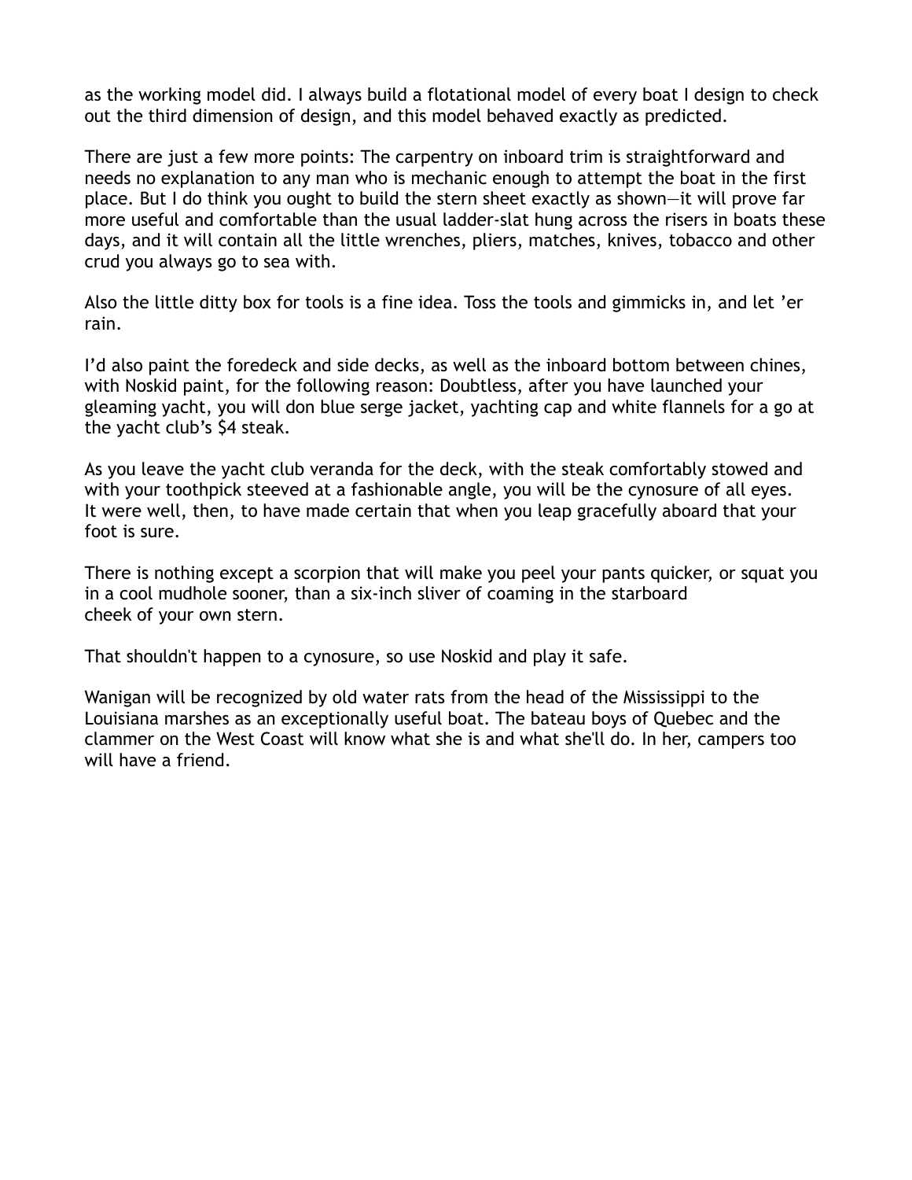as the working model did. I always build a flotational model of every boat I design to check out the third dimension of design, and this model behaved exactly as predicted.

There are just a few more points: The carpentry on inboard trim is straightforward and needs no explanation to any man who is mechanic enough to attempt the boat in the first place. But I do think you ought to build the stern sheet exactly as shown—it will prove far more useful and comfortable than the usual ladder-slat hung across the risers in boats these days, and it will contain all the little wrenches, pliers, matches, knives, tobacco and other crud you always go to sea with.

Also the little ditty box for tools is a fine idea. Toss the tools and gimmicks in, and let ’er rain.

I’d also paint the foredeck and side decks, as well as the inboard bottom between chines, with Noskid paint, for the following reason: Doubtless, after you have launched your gleaming yacht, you will don blue serge jacket, yachting cap and white flannels for a go at the yacht club’s $4 steak.

As you leave the yacht club veranda for the deck, with the steak comfortably stowed and with your toothpick steeved at a fashionable angle, you will be the cynosure of all eyes. It were well, then, to have made certain that when you leap gracefully aboard that your foot is sure.

There is nothing except a scorpion that will make you peel your pants quicker, or squat you in a cool mudhole sooner, than a six-inch sliver of coaming in the starboard cheek of your own stern.

That shouldn't happen to a cynosure, so use Noskid and play it safe.

Wanigan will be recognized by old water rats from the head of the Mississippi to the Louisiana marshes as an exceptionally useful boat. The bateau boys of Quebec and the clammer on the West Coast will know what she is and what she'll do. In her, campers too will have a friend.